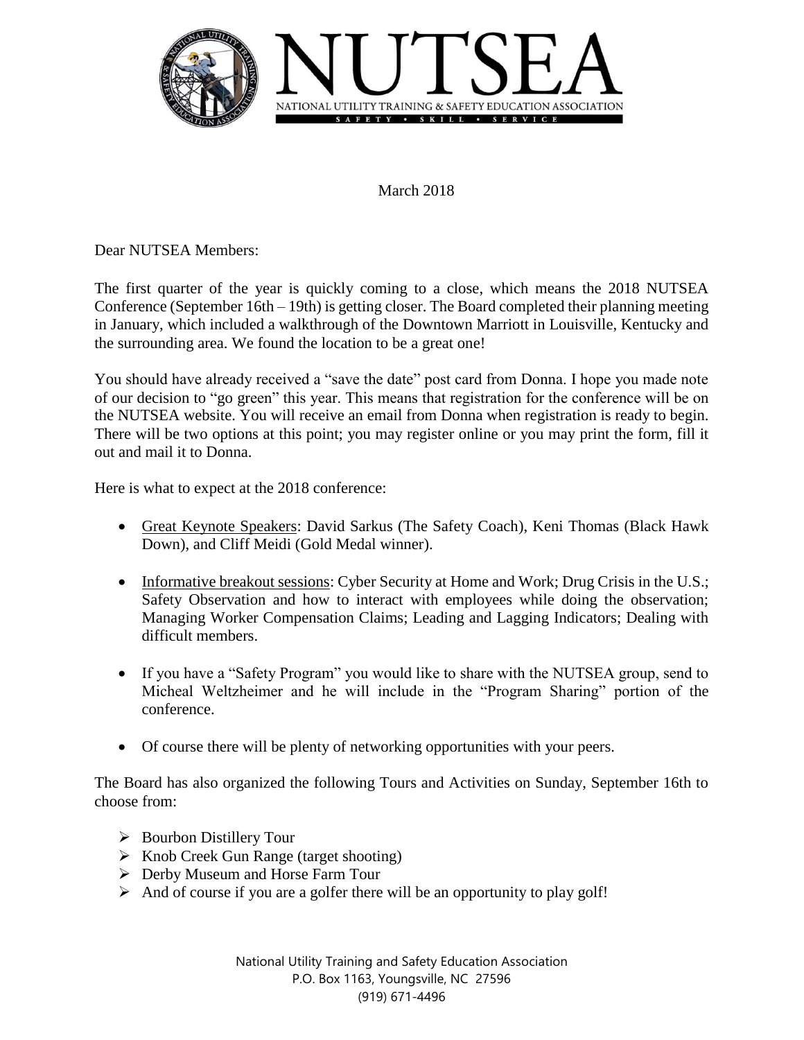# NUTSEA

NATIONAL UTILITY TRAINING & SAFETY EDUCATION ASSOCIATION

SAFETY • SKILL • SERVICE

March 2018

Dear NUTSEA Members:

The first quarter of the year is quickly coming to a close, which means the 2018 NUTSEA Conference (September 16th – 19th) is getting closer. The Board completed their planning meeting in January, which included a walkthrough of the Downtown Marriott in Louisville, Kentucky and the surrounding area. We found the location to be a great one!

You should have already received a "save the date" post card from Donna. I hope you made note of our decision to "go green" this year. This means that registration for the conference will be on the NUTSEA website. You will receive an email from Donna when registration is ready to begin. There will be two options at this point; you may register online or you may print the form, fill it out and mail it to Donna.

Here is what to expect at the 2018 conference:

- Great Keynote Speakers: David Sarkus (The Safety Coach), Keni Thomas (Black Hawk Down), and Cliff Meidi (Gold Medal winner).
- Informative breakout sessions: Cyber Security at Home and Work; Drug Crisis in the U.S.; Safety Observation and how to interact with employees while doing the observation; Managing Worker Compensation Claims; Leading and Lagging Indicators; Dealing with difficult members.
- If you have a "Safety Program" you would like to share with the NUTSEA group, send to Micheal Weltzheimer and he will include in the "Program Sharing" portion of the conference.
- Of course there will be plenty of networking opportunities with your peers.

The Board has also organized the following Tours and Activities on Sunday, September 16th to choose from:

- Bourbon Distillery Tour
- Knob Creek Gun Range (target shooting)
- Derby Museum and Horse Farm Tour
- And of course if you are a golfer there will be an opportunity to play golf!

National Utility Training and Safety Education Association
P.O. Box 1163, Youngsville, NC 27596
(919) 671-4496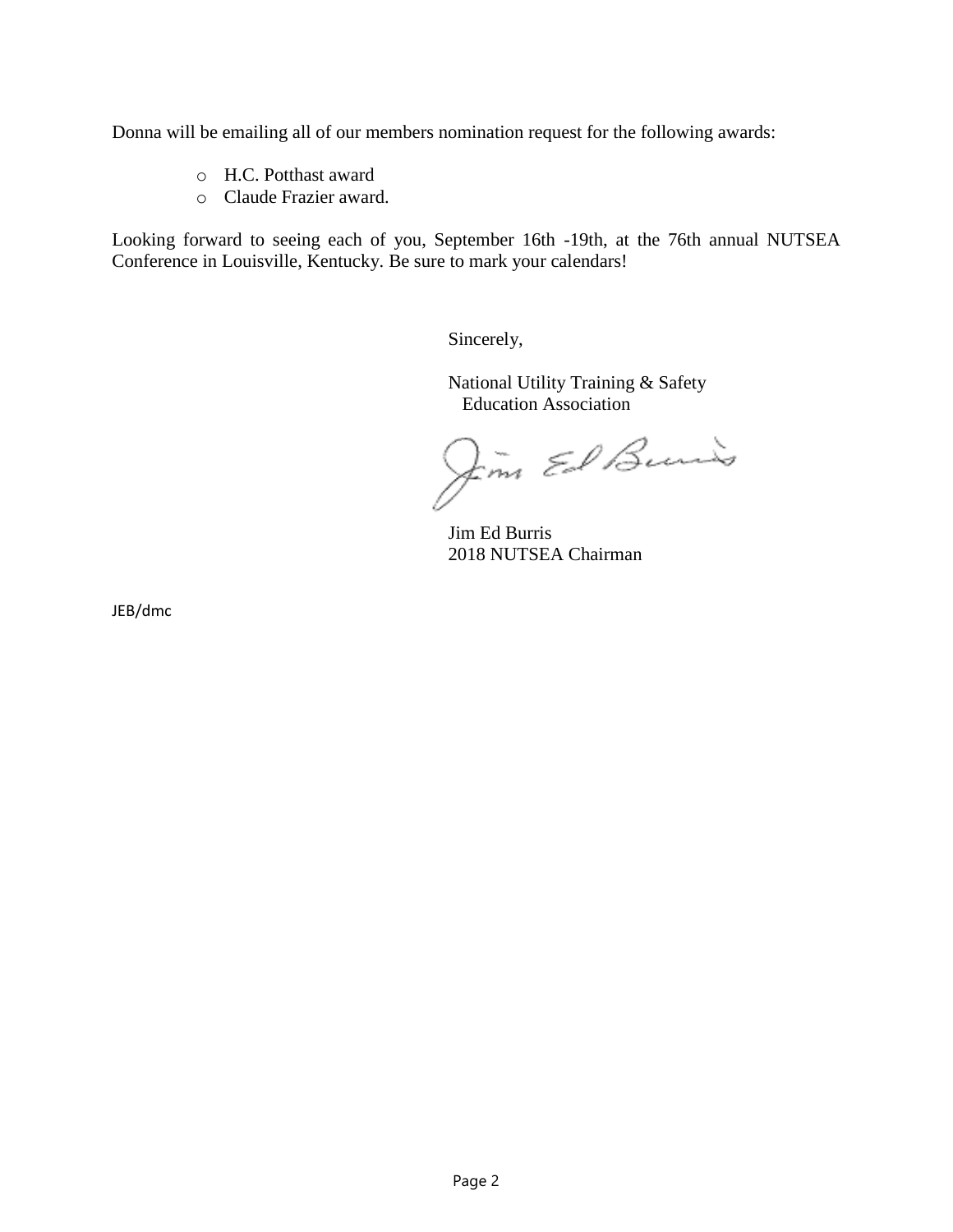Donna will be emailing all of our members nomination request for the following awards:

- H.C. Potthast award
- Claude Frazier award.

Looking forward to seeing each of you, September 16th -19th, at the 76th annual NUTSEA Conference in Louisville, Kentucky. Be sure to mark your calendars!

Sincerely,

National Utility Training & Safety
Education Association

Jim Ed Burris
2018 NUTSEA Chairman

JEB/dmc